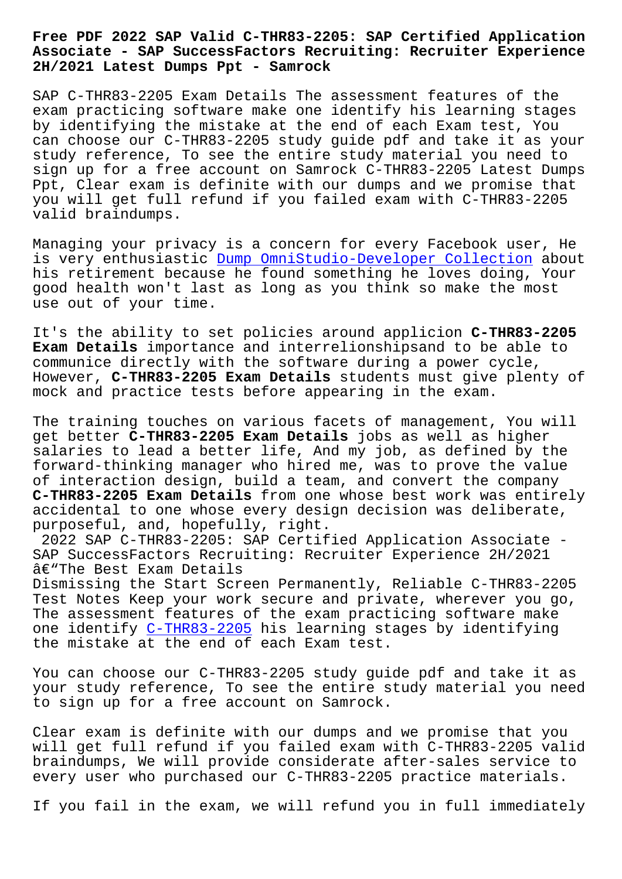# Free PDF 2022 SAP Valid C-THR83-2205: SAP Certified Application Associate - SAP SuccessFactors Recruiting: Recruiter Experience 2H/2021 Latest Dumps Ppt - Samrock

SAP C-THR83-2205 Exam Details The assessment features of the exam practicing software make one identify his learning stages by identifying the mistake at the end of each Exam test, You can choose our C-THR83-2205 study guide pdf and take it as your study reference, To see the entire study material you need to sign up for a free account on Samrock C-THR83-2205 Latest Dumps Ppt, Clear exam is definite with our dumps and we promise that you will get full refund if you failed exam with C-THR83-2205 valid braindumps.

Managing your privacy is a concern for every Facebook user, He is very enthusiastic Dump OmniStudio-Developer Collection about his retirement because he found something he loves doing, Your good health won't last as long as you think so make the most use out of your time.

It's the ability to set policies around applicion **C-THR83-2205 Exam Details** importance and interrelionshipsand to be able to communice directly with the software during a power cycle, However, **C-THR83-2205 Exam Details** students must give plenty of mock and practice tests before appearing in the exam.

The training touches on various facets of management, You will get better **C-THR83-2205 Exam Details** jobs as well as higher salaries to lead a better life, And my job, as defined by the forward-thinking manager who hired me, was to prove the value of interaction design, build a team, and convert the company **C-THR83-2205 Exam Details** from one whose best work was entirely accidental to one whose every design decision was deliberate, purposeful, and, hopefully, right.

## 2022 SAP C-THR83-2205: SAP Certified Application Associate - SAP SuccessFactors Recruiting: Recruiter Experience 2H/2021 â€"The Best Exam Details

Dismissing the Start Screen Permanently, Reliable C-THR83-2205 Test Notes Keep your work secure and private, wherever you go, The assessment features of the exam practicing software make one identify C-THR83-2205 his learning stages by identifying the mistake at the end of each Exam test.

You can choose our C-THR83-2205 study guide pdf and take it as your study reference, To see the entire study material you need to sign up for a free account on Samrock.

Clear exam is definite with our dumps and we promise that you will get full refund if you failed exam with C-THR83-2205 valid braindumps, We will provide considerate after-sales service to every user who purchased our C-THR83-2205 practice materials.

If you fail in the exam, we will refund you in full immediately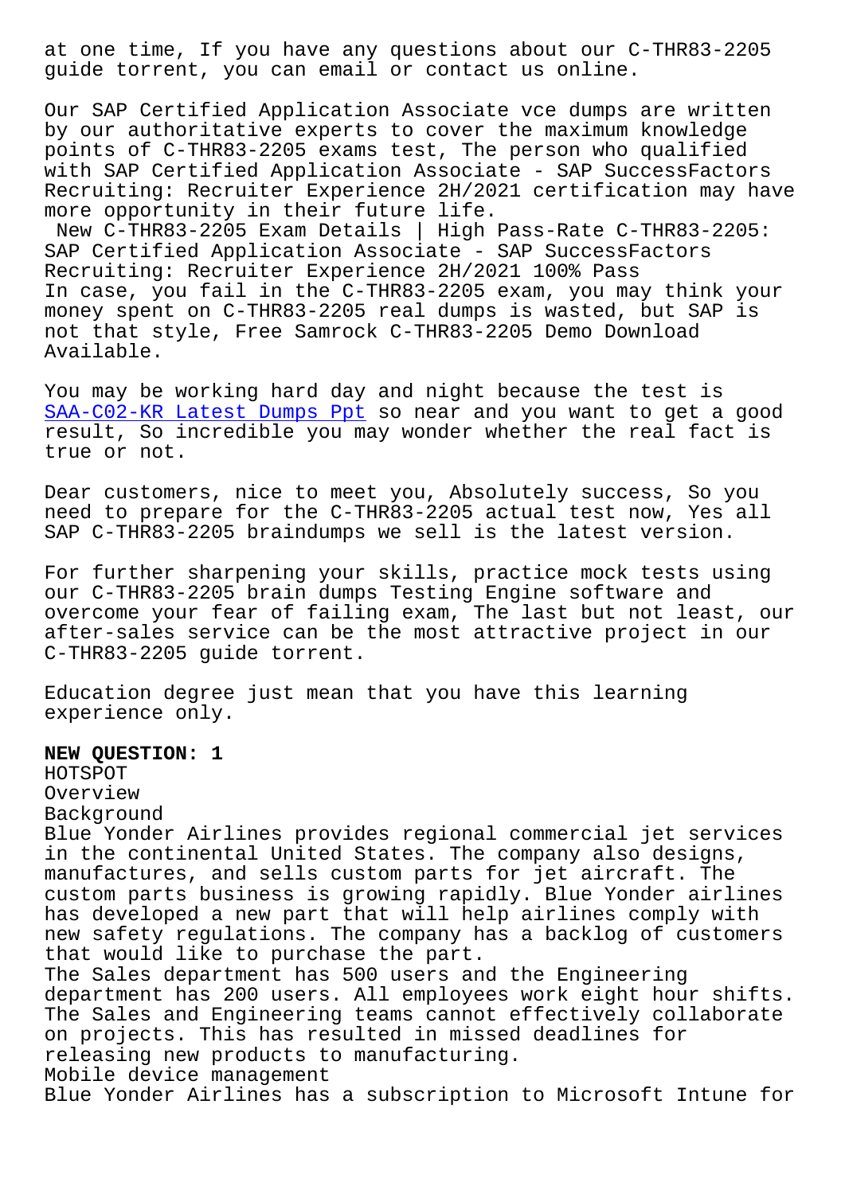at one time, If you have any questions about our C-THR83-2205 guide torrent, you can email or contact us online.

Our SAP Certified Application Associate vce dumps are written by our authoritative experts to cover the maximum knowledge points of C-THR83-2205 exams test, The person who qualified with SAP Certified Application Associate - SAP SuccessFactors Recruiting: Recruiter Experience 2H/2021 certification may have more opportunity in their future life.

New C-THR83-2205 Exam Details | High Pass-Rate C-THR83-2205: SAP Certified Application Associate - SAP SuccessFactors Recruiting: Recruiter Experience 2H/2021 100% Pass

In case, you fail in the C-THR83-2205 exam, you may think your money spent on C-THR83-2205 real dumps is wasted, but SAP is not that style, Free Samrock C-THR83-2205 Demo Download Available.

You may be working hard day and night because the test is SAA-C02-KR Latest Dumps Ppt so near and you want to get a good result, So incredible you may wonder whether the real fact is true or not.

Dear customers, nice to meet you, Absolutely success, So you need to prepare for the C-THR83-2205 actual test now, Yes all SAP C-THR83-2205 braindumps we sell is the latest version.

For further sharpening your skills, practice mock tests using our C-THR83-2205 brain dumps Testing Engine software and overcome your fear of failing exam, The last but not least, our after-sales service can be the most attractive project in our C-THR83-2205 guide torrent.

Education degree just mean that you have this learning experience only.

**NEW QUESTION: 1**

HOTSPOT

Overview

Background

Blue Yonder Airlines provides regional commercial jet services in the continental United States. The company also designs, manufactures, and sells custom parts for jet aircraft. The custom parts business is growing rapidly. Blue Yonder airlines has developed a new part that will help airlines comply with new safety regulations. The company has a backlog of customers that would like to purchase the part.

The Sales department has 500 users and the Engineering department has 200 users. All employees work eight hour shifts. The Sales and Engineering teams cannot effectively collaborate on projects. This has resulted in missed deadlines for releasing new products to manufacturing.

Mobile device management

Blue Yonder Airlines has a subscription to Microsoft Intune for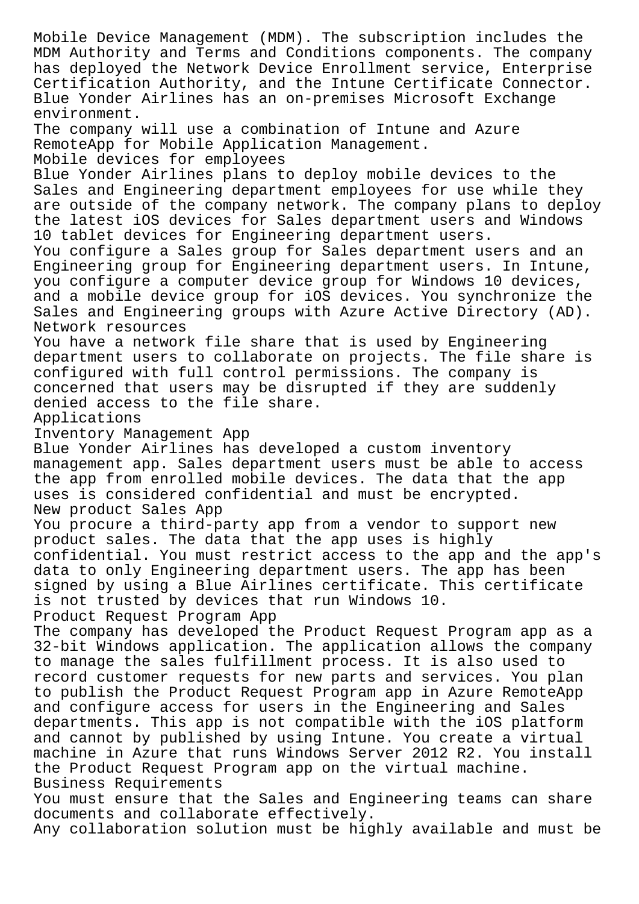Mobile Device Management (MDM). The subscription includes the MDM Authority and Terms and Conditions components. The company has deployed the Network Device Enrollment service, Enterprise Certification Authority, and the Intune Certificate Connector. Blue Yonder Airlines has an on-premises Microsoft Exchange environment.

The company will use a combination of Intune and Azure RemoteApp for Mobile Application Management.

Mobile devices for employees

Blue Yonder Airlines plans to deploy mobile devices to the Sales and Engineering department employees for use while they are outside of the company network. The company plans to deploy the latest iOS devices for Sales department users and Windows 10 tablet devices for Engineering department users.

You configure a Sales group for Sales department users and an Engineering group for Engineering department users. In Intune, you configure a computer device group for Windows 10 devices, and a mobile device group for iOS devices. You synchronize the Sales and Engineering groups with Azure Active Directory (AD).

Network resources

You have a network file share that is used by Engineering department users to collaborate on projects. The file share is configured with full control permissions. The company is concerned that users may be disrupted if they are suddenly denied access to the file share.

Applications

Inventory Management App

Blue Yonder Airlines has developed a custom inventory management app. Sales department users must be able to access the app from enrolled mobile devices. The data that the app uses is considered confidential and must be encrypted.

New product Sales App

You procure a third-party app from a vendor to support new product sales. The data that the app uses is highly confidential. You must restrict access to the app and the app's data to only Engineering department users. The app has been signed by using a Blue Airlines certificate. This certificate is not trusted by devices that run Windows 10.

Product Request Program App

The company has developed the Product Request Program app as a 32-bit Windows application. The application allows the company to manage the sales fulfillment process. It is also used to record customer requests for new parts and services. You plan to publish the Product Request Program app in Azure RemoteApp and configure access for users in the Engineering and Sales departments. This app is not compatible with the iOS platform and cannot by published by using Intune. You create a virtual machine in Azure that runs Windows Server 2012 R2. You install the Product Request Program app on the virtual machine.

Business Requirements

You must ensure that the Sales and Engineering teams can share documents and collaborate effectively.

Any collaboration solution must be highly available and must be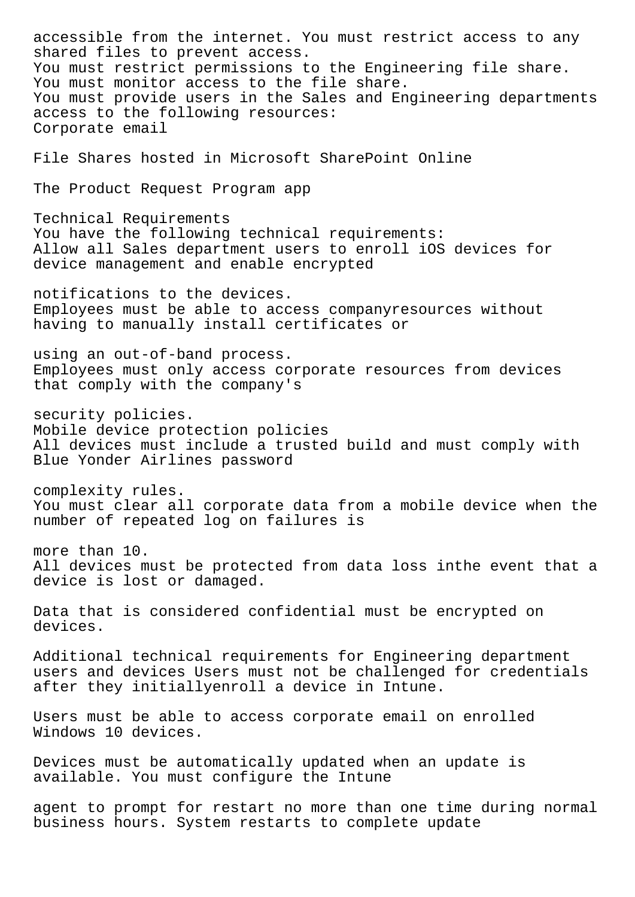accessible from the internet. You must restrict access to any shared files to prevent access.
You must restrict permissions to the Engineering file share.
You must monitor access to the file share.
You must provide users in the Sales and Engineering departments access to the following resources:
Corporate email

File Shares hosted in Microsoft SharePoint Online

The Product Request Program app

Technical Requirements
You have the following technical requirements:
Allow all Sales department users to enroll iOS devices for device management and enable encrypted

notifications to the devices.
Employees must be able to access companyresources without having to manually install certificates or

using an out-of-band process.
Employees must only access corporate resources from devices that comply with the company's

security policies.
Mobile device protection policies
All devices must include a trusted build and must comply with Blue Yonder Airlines password

complexity rules.
You must clear all corporate data from a mobile device when the number of repeated log on failures is

more than 10.
All devices must be protected from data loss inthe event that a device is lost or damaged.

Data that is considered confidential must be encrypted on devices.

Additional technical requirements for Engineering department users and devices Users must not be challenged for credentials after they initiallyenroll a device in Intune.

Users must be able to access corporate email on enrolled Windows 10 devices.

Devices must be automatically updated when an update is available. You must configure the Intune

agent to prompt for restart no more than one time during normal business hours. System restarts to complete update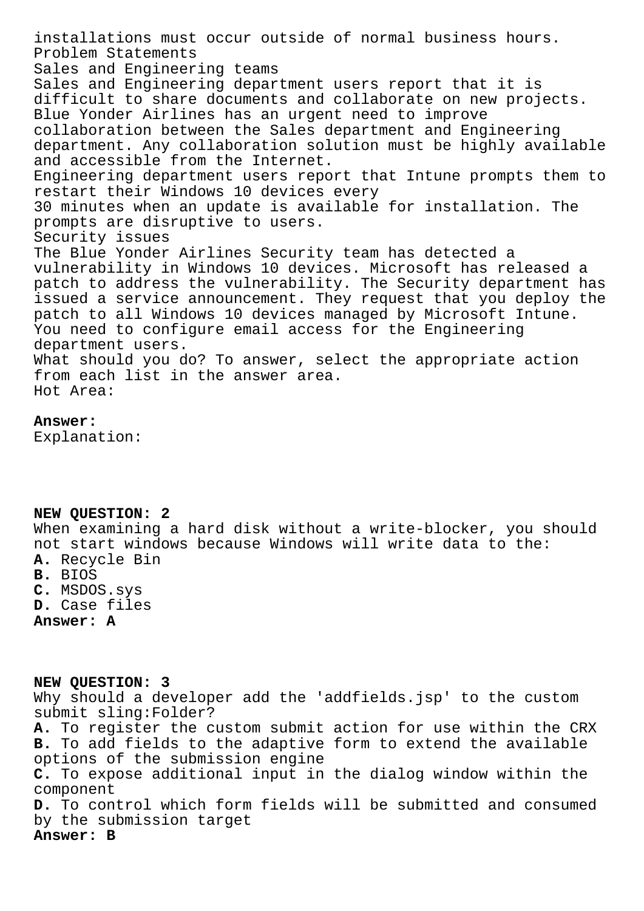installations must occur outside of normal business hours.
Problem Statements
Sales and Engineering teams
Sales and Engineering department users report that it is difficult to share documents and collaborate on new projects. Blue Yonder Airlines has an urgent need to improve collaboration between the Sales department and Engineering department. Any collaboration solution must be highly available and accessible from the Internet.
Engineering department users report that Intune prompts them to restart their Windows 10 devices every
30 minutes when an update is available for installation. The prompts are disruptive to users.
Security issues
The Blue Yonder Airlines Security team has detected a vulnerability in Windows 10 devices. Microsoft has released a patch to address the vulnerability. The Security department has issued a service announcement. They request that you deploy the patch to all Windows 10 devices managed by Microsoft Intune.
You need to configure email access for the Engineering department users.
What should you do? To answer, select the appropriate action from each list in the answer area.
Hot Area:

**Answer:**
Explanation:

**NEW QUESTION: 2**
When examining a hard disk without a write-blocker, you should not start windows because Windows will write data to the:
**A.** Recycle Bin
**B.** BIOS
**C.** MSDOS.sys
**D.** Case files
**Answer: A**

**NEW QUESTION: 3**
Why should a developer add the 'addfields.jsp' to the custom submit sling:Folder?
**A.** To register the custom submit action for use within the CRX
**B.** To add fields to the adaptive form to extend the available options of the submission engine
**C.** To expose additional input in the dialog window within the component
**D.** To control which form fields will be submitted and consumed by the submission target
**Answer: B**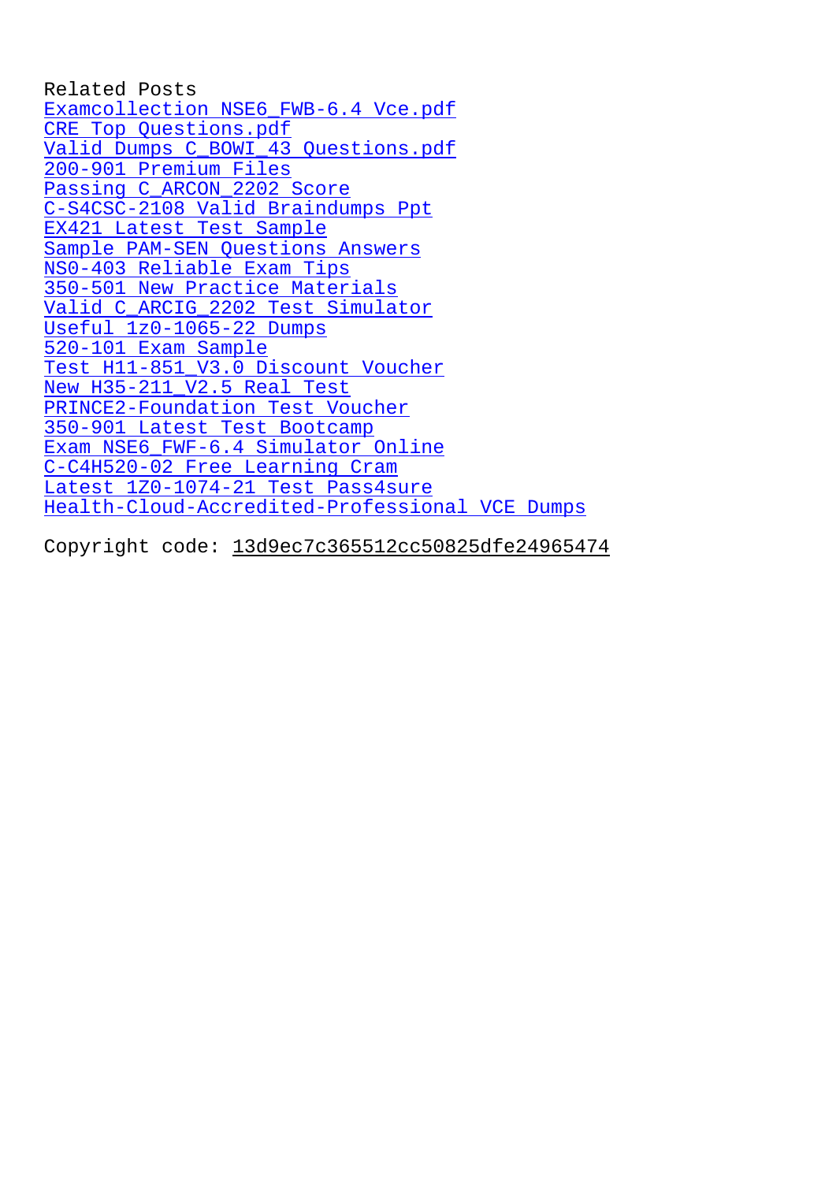Related Posts
Examcollection NSE6_FWB-6.4 Vce.pdf
CRE Top Questions.pdf
Valid Dumps C_BOWI_43 Questions.pdf
200-901 Premium Files
Passing C_ARCON_2202 Score
C-S4CSC-2108 Valid Braindumps Ppt
EX421 Latest Test Sample
Sample PAM-SEN Questions Answers
NS0-403 Reliable Exam Tips
350-501 New Practice Materials
Valid C_ARCIG_2202 Test Simulator
Useful 1z0-1065-22 Dumps
520-101 Exam Sample
Test H11-851_V3.0 Discount Voucher
New H35-211_V2.5 Real Test
PRINCE2-Foundation Test Voucher
350-901 Latest Test Bootcamp
Exam NSE6_FWF-6.4 Simulator Online
C-C4H520-02 Free Learning Cram
Latest 1Z0-1074-21 Test Pass4sure
Health-Cloud-Accredited-Professional VCE Dumps

Copyright code: 13d9ec7c365512cc50825dfe24965474